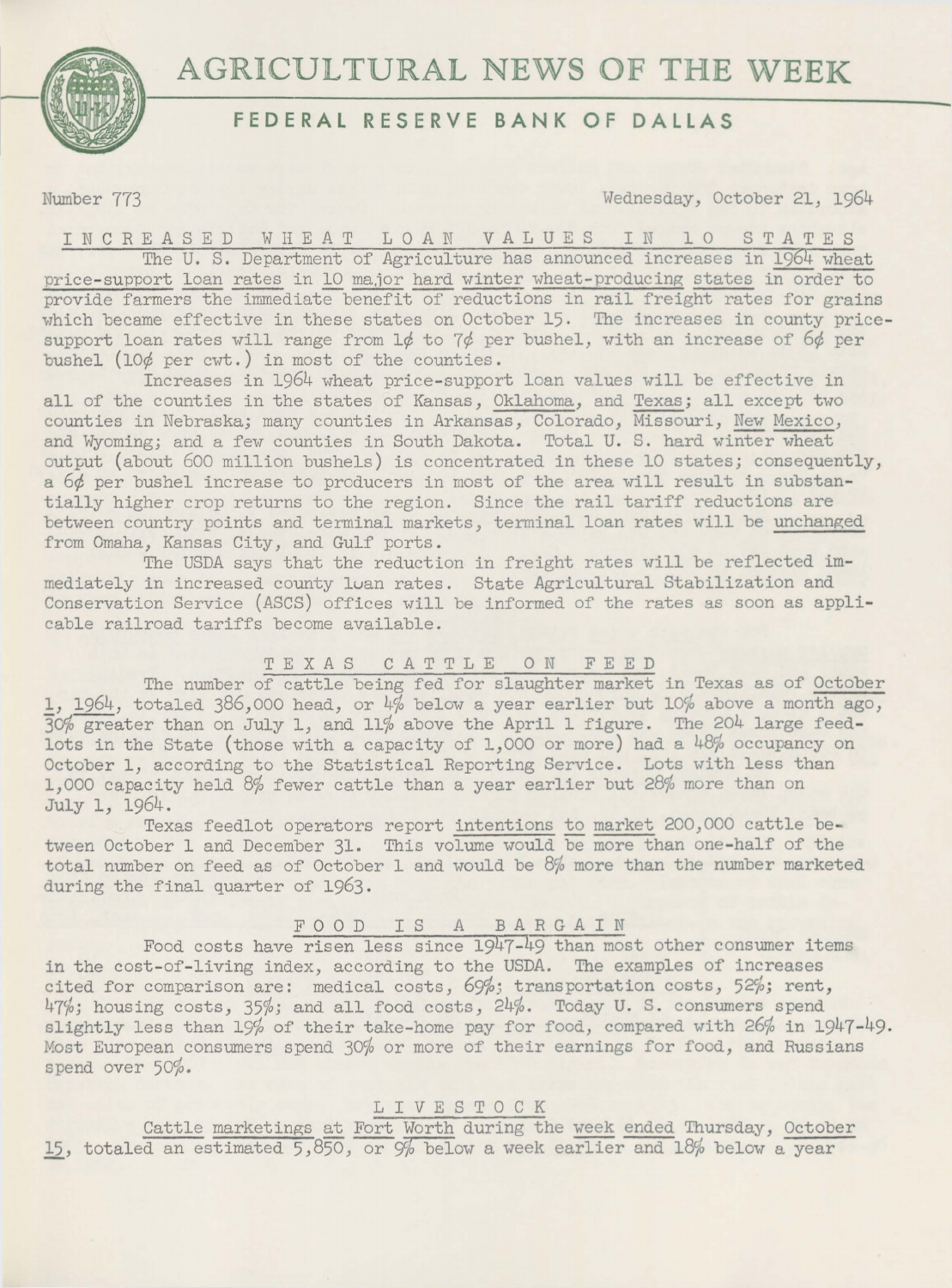# AGRICULTURAL NEWS OF THE WEEK

## FEDERAL RESERVE BANK OF DALLAS

Number 773 | Wednesday, October 21, 1964

### INCREASED WHEAT LOAN VALUES IN 10 STATES

The U. S. Department of Agriculture has announced increases in 1964 wheat price-support loan rates in 10 major hard winter wheat-producing states in order to provide farmers the immediate benefit of reductions in rail freight rates for grains which became effective in these states on October 15. The increases in county price-support loan rates will range from 1¢ to 7¢ per bushel, with an increase of 6¢ per bushel (10¢ per cwt.) in most of the counties.

Increases in 1964 wheat price-support loan values will be effective in all of the counties in the states of Kansas, Oklahoma, and Texas; all except two counties in Nebraska; many counties in Arkansas, Colorado, Missouri, New Mexico, and Wyoming; and a few counties in South Dakota. Total U. S. hard winter wheat output (about 600 million bushels) is concentrated in these 10 states; consequently, a 6¢ per bushel increase to producers in most of the area will result in substantially higher crop returns to the region. Since the rail tariff reductions are between country points and terminal markets, terminal loan rates will be unchanged from Omaha, Kansas City, and Gulf ports.

The USDA says that the reduction in freight rates will be reflected immediately in increased county loan rates. State Agricultural Stabilization and Conservation Service (ASCS) offices will be informed of the rates as soon as applicable railroad tariffs become available.

### TEXAS CATTLE ON FEED

The number of cattle being fed for slaughter market in Texas as of October 1, 1964, totaled 386,000 head, or 4% below a year earlier but 10% above a month ago, 30% greater than on July 1, and 11% above the April 1 figure. The 204 large feedlots in the State (those with a capacity of 1,000 or more) had a 48% occupancy on October 1, according to the Statistical Reporting Service. Lots with less than 1,000 capacity held 8% fewer cattle than a year earlier but 28% more than on July 1, 1964.

Texas feedlot operators report intentions to market 200,000 cattle between October 1 and December 31. This volume would be more than one-half of the total number on feed as of October 1 and would be 8% more than the number marketed during the final quarter of 1963.

### FOOD IS A BARGAIN

Food costs have risen less since 1947-49 than most other consumer items in the cost-of-living index, according to the USDA. The examples of increases cited for comparison are: medical costs, 69%; transportation costs, 52%; rent, 47%; housing costs, 35%; and all food costs, 24%. Today U. S. consumers spend slightly less than 19% of their take-home pay for food, compared with 26% in 1947-49. Most European consumers spend 30% or more of their earnings for food, and Russians spend over 50%.

### LIVESTOCK

Cattle marketings at Fort Worth during the week ended Thursday, October 15, totaled an estimated 5,850, or 9% below a week earlier and 18% below a year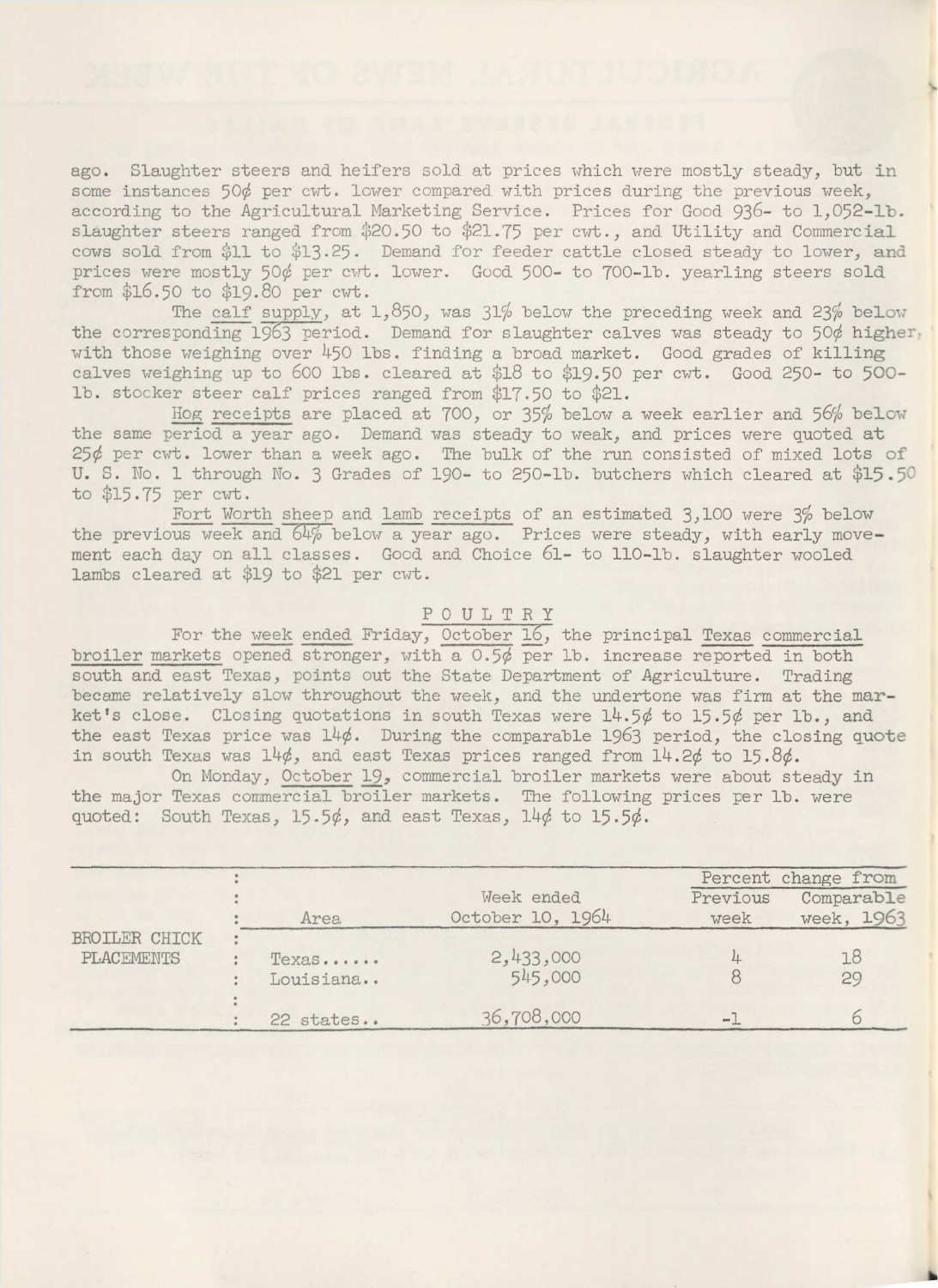ago. Slaughter steers and heifers sold at prices which were mostly steady, but in some instances 50¢ per cwt. lower compared with prices during the previous week, according to the Agricultural Marketing Service. Prices for Good 936- to 1,052-lb. slaughter steers ranged from $20.50 to $21.75 per cwt., and Utility and Commercial cows sold from $11 to $13.25. Demand for feeder cattle closed steady to lower, and prices were mostly 50¢ per cwt. lower. Good 500- to 700-lb. yearling steers sold from $16.50 to $19.80 per cwt.

The calf supply, at 1,850, was 31% below the preceding week and 23% below the corresponding 1963 period. Demand for slaughter calves was steady to 50¢ higher, with those weighing over 450 lbs. finding a broad market. Good grades of killing calves weighing up to 600 lbs. cleared at $18 to $19.50 per cwt. Good 250- to 500-lb. stocker steer calf prices ranged from $17.50 to $21.

Hog receipts are placed at 700, or 35% below a week earlier and 56% below the same period a year ago. Demand was steady to weak, and prices were quoted at 25¢ per cwt. lower than a week ago. The bulk of the run consisted of mixed lots of U. S. No. 1 through No. 3 Grades of 190- to 250-lb. butchers which cleared at $15.50 to $15.75 per cwt.

Fort Worth sheep and lamb receipts of an estimated 3,100 were 3% below the previous week and 64% below a year ago. Prices were steady, with early movement each day on all classes. Good and Choice 61- to 110-lb. slaughter wooled lambs cleared at $19 to $21 per cwt.

## POULTRY

For the week ended Friday, October 16, the principal Texas commercial broiler markets opened stronger, with a 0.5¢ per lb. increase reported in both south and east Texas, points out the State Department of Agriculture. Trading became relatively slow throughout the week, and the undertone was firm at the market's close. Closing quotations in south Texas were 14.5¢ to 15.5¢ per lb., and the east Texas price was 14¢. During the comparable 1963 period, the closing quote in south Texas was 14¢, and east Texas prices ranged from 14.2¢ to 15.8¢.

On Monday, October 19, commercial broiler markets were about steady in the major Texas commercial broiler markets. The following prices per lb. were quoted: South Texas, 15.5¢, and east Texas, 14¢ to 15.5¢.

| | Area | Week ended October 10, 1964 | Percent change from | |
|---|---|---|---|---|
| | | | Previous week | Comparable week, 1963 |
| BROILER CHICK PLACEMENTS | Texas...... | 2,433,000 | 4 | 18 |
| | Louisiana.. | 545,000 | 8 | 29 |
| | 22 states.. | 36,708,000 | -1 | 6 |